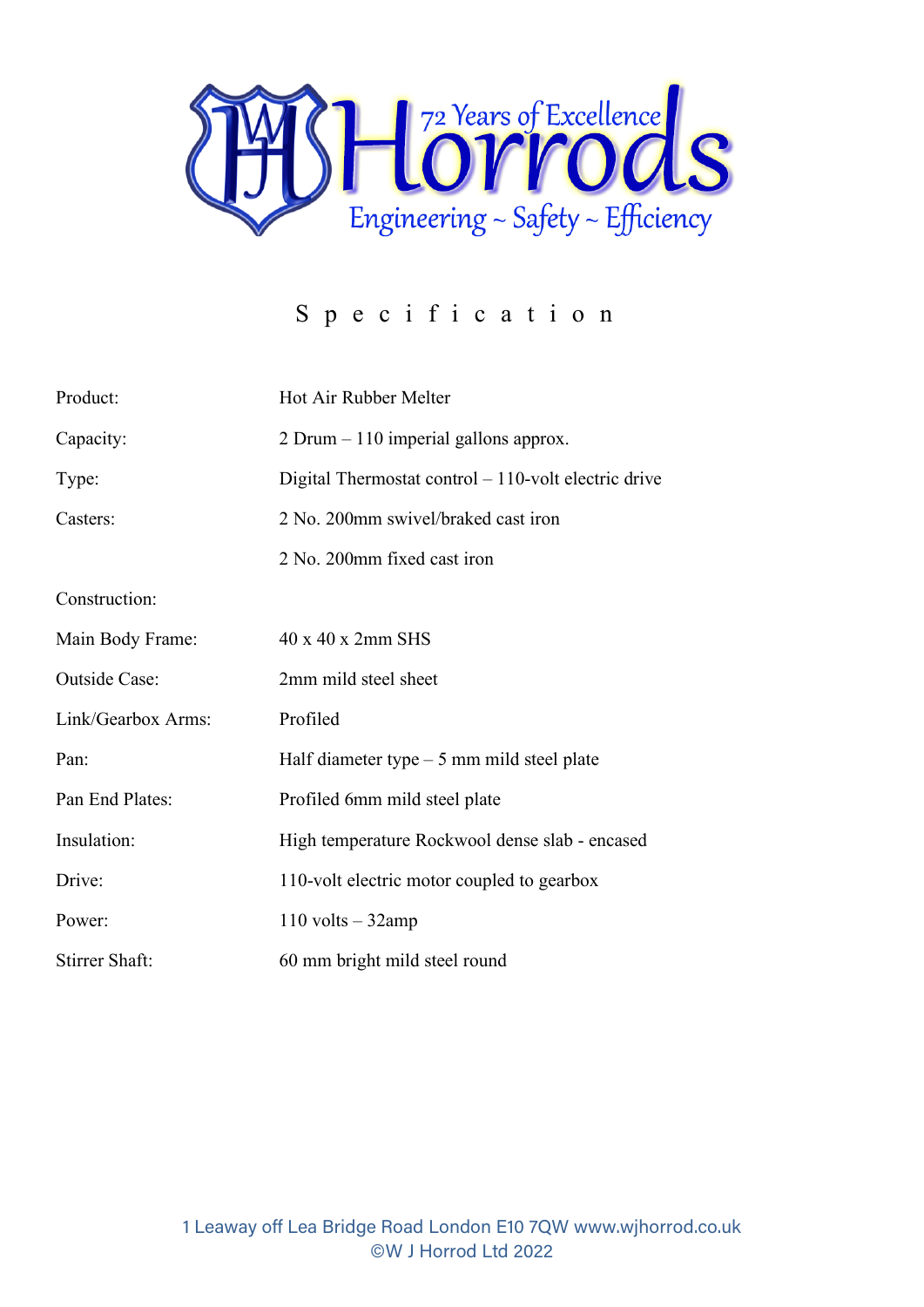# WJ Horrods

72 Years of Excellence

Engineering ~ Safety ~ Efficiency

## Specification

| | |
|---|---|
| Product: | Hot Air Rubber Melter |
| Capacity: | 2 Drum – 110 imperial gallons approx. |
| Type: | Digital Thermostat control – 110-volt electric drive |
| Casters: | 2 No. 200mm swivel/braked cast iron |
| | 2 No. 200mm fixed cast iron |
| Construction: | |
| Main Body Frame: | 40 x 40 x 2mm SHS |
| Outside Case: | 2mm mild steel sheet |
| Link/Gearbox Arms: | Profiled |
| Pan: | Half diameter type – 5 mm mild steel plate |
| Pan End Plates: | Profiled 6mm mild steel plate |
| Insulation: | High temperature Rockwool dense slab - encased |
| Drive: | 110-volt electric motor coupled to gearbox |
| Power: | 110 volts – 32amp |
| Stirrer Shaft: | 60 mm bright mild steel round |

1 Leaway off Lea Bridge Road London E10 7QW www.wjhorrod.co.uk
©W J Horrod Ltd 2022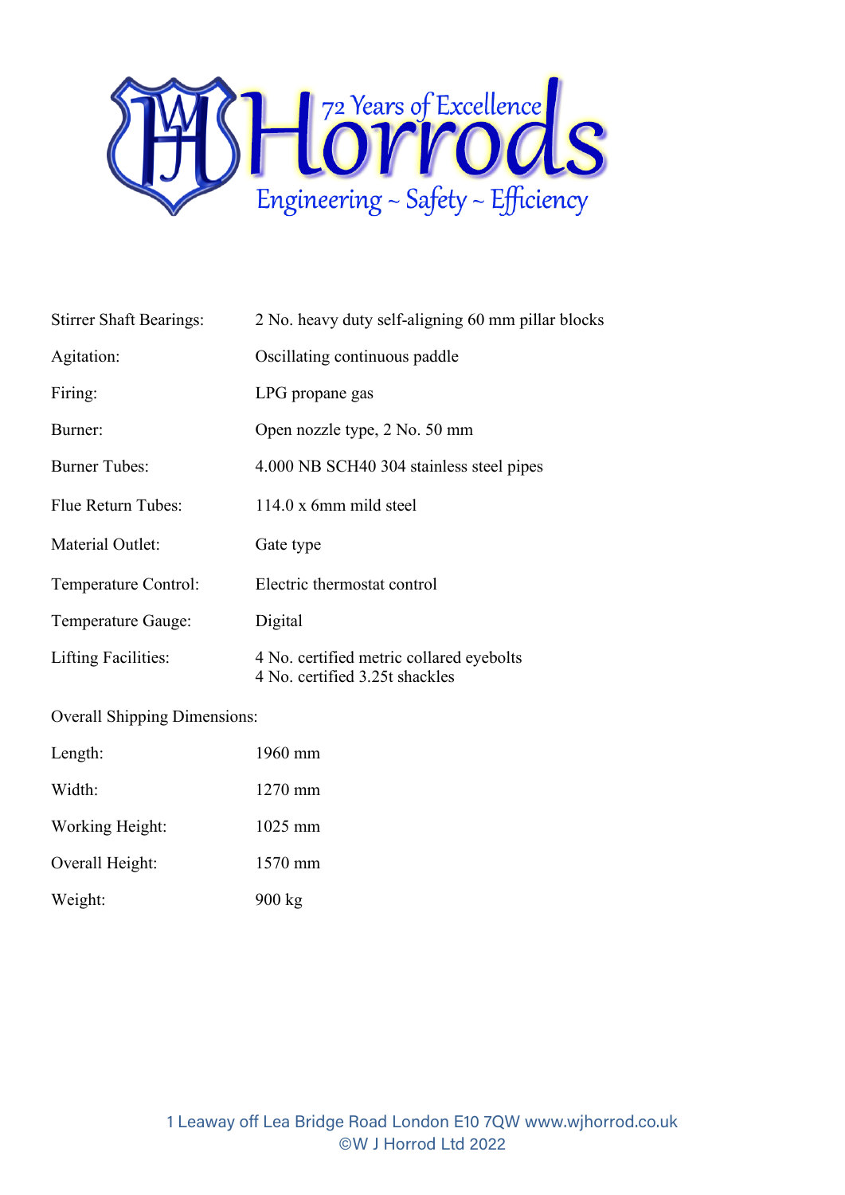| | |
|---|---|
| Stirrer Shaft Bearings: | 2 No. heavy duty self-aligning 60 mm pillar blocks |
| Agitation: | Oscillating continuous paddle |
| Firing: | LPG propane gas |
| Burner: | Open nozzle type, 2 No. 50 mm |
| Burner Tubes: | 4.000 NB SCH40 304 stainless steel pipes |
| Flue Return Tubes: | 114.0 x 6mm mild steel |
| Material Outlet: | Gate type |
| Temperature Control: | Electric thermostat control |
| Temperature Gauge: | Digital |
| Lifting Facilities: | 4 No. certified metric collared eyebolts<br>4 No. certified 3.25t shackles |

Overall Shipping Dimensions:

| | |
|---|---|
| Length: | 1960 mm |
| Width: | 1270 mm |
| Working Height: | 1025 mm |
| Overall Height: | 1570 mm |
| Weight: | 900 kg |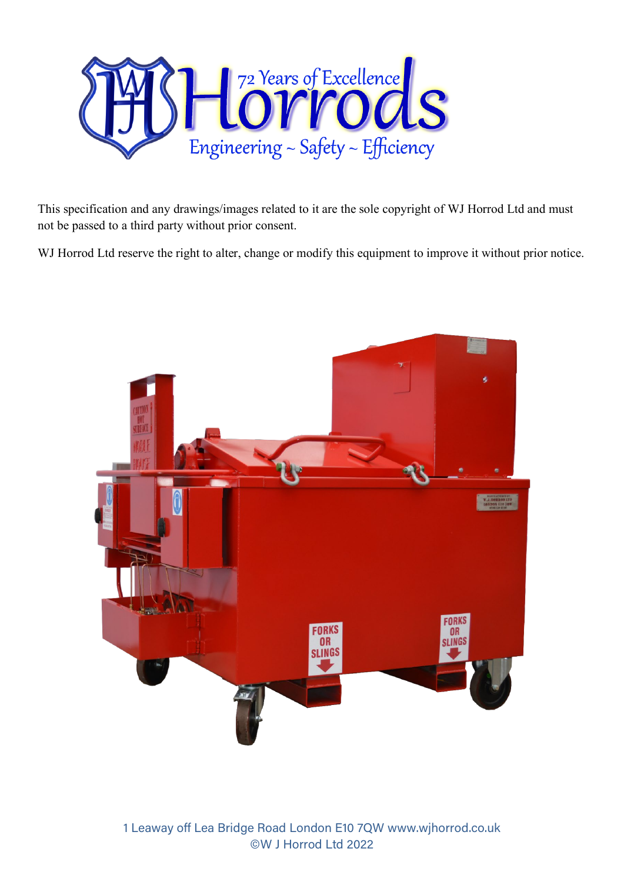72 Years of Excellence

Horrods

Engineering ~ Safety ~ Efficiency

This specification and any drawings/images related to it are the sole copyright of WJ Horrod Ltd and must not be passed to a third party without prior consent.

WJ Horrod Ltd reserve the right to alter, change or modify this equipment to improve it without prior notice.

1 Leaway off Lea Bridge Road London E10 7QW www.wjhorrod.co.uk
©W J Horrod Ltd 2022